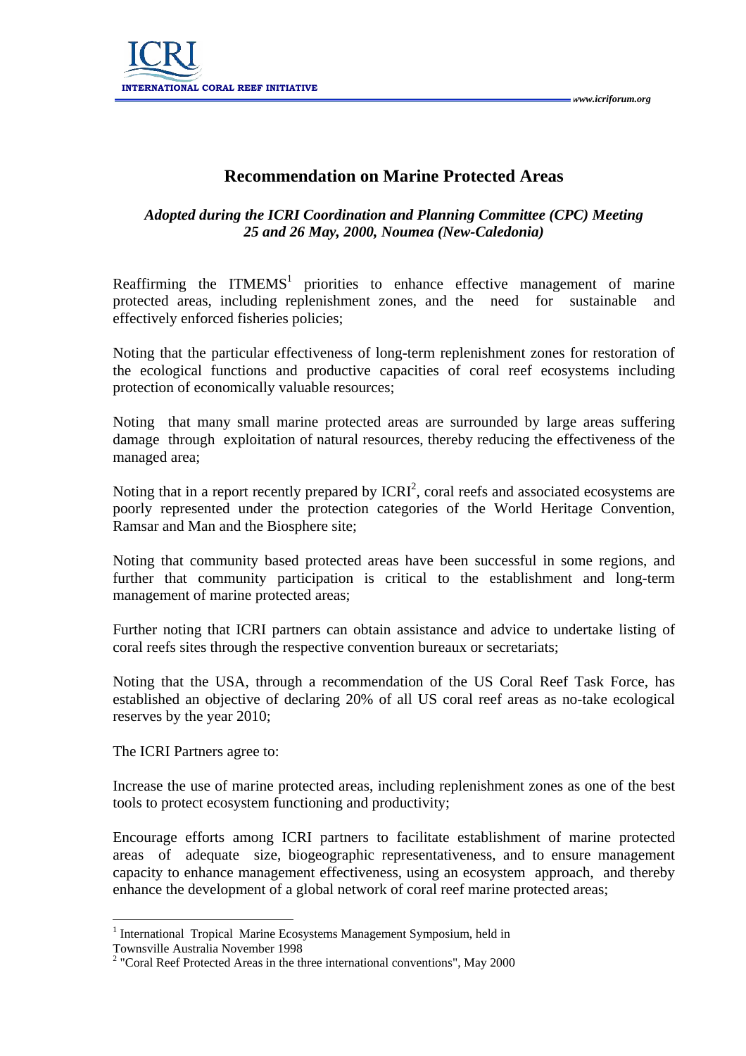# Recommendation on Marine Protected Areas

*Adopted during the ICRI Coordination and Planning Committee (CPC) Meeting*
*25 and 26 May, 2000, Noumea (New-Caledonia)*

Reaffirming the ITMEMS[1] priorities to enhance effective management of marine protected areas, including replenishment zones, and the need for sustainable and effectively enforced fisheries policies;

Noting that the particular effectiveness of long-term replenishment zones for restoration of the ecological functions and productive capacities of coral reef ecosystems including protection of economically valuable resources;

Noting that many small marine protected areas are surrounded by large areas suffering damage through exploitation of natural resources, thereby reducing the effectiveness of the managed area;

Noting that in a report recently prepared by ICRI[2], coral reefs and associated ecosystems are poorly represented under the protection categories of the World Heritage Convention, Ramsar and Man and the Biosphere site;

Noting that community based protected areas have been successful in some regions, and further that community participation is critical to the establishment and long-term management of marine protected areas;

Further noting that ICRI partners can obtain assistance and advice to undertake listing of coral reefs sites through the respective convention bureaux or secretariats;

Noting that the USA, through a recommendation of the US Coral Reef Task Force, has established an objective of declaring 20% of all US coral reef areas as no-take ecological reserves by the year 2010;

The ICRI Partners agree to:

Increase the use of marine protected areas, including replenishment zones as one of the best tools to protect ecosystem functioning and productivity;

Encourage efforts among ICRI partners to facilitate establishment of marine protected areas of adequate size, biogeographic representativeness, and to ensure management capacity to enhance management effectiveness, using an ecosystem approach, and thereby enhance the development of a global network of coral reef marine protected areas;

---

[1] International Tropical Marine Ecosystems Management Symposium, held in Townsville Australia November 1998

[2] "Coral Reef Protected Areas in the three international conventions", May 2000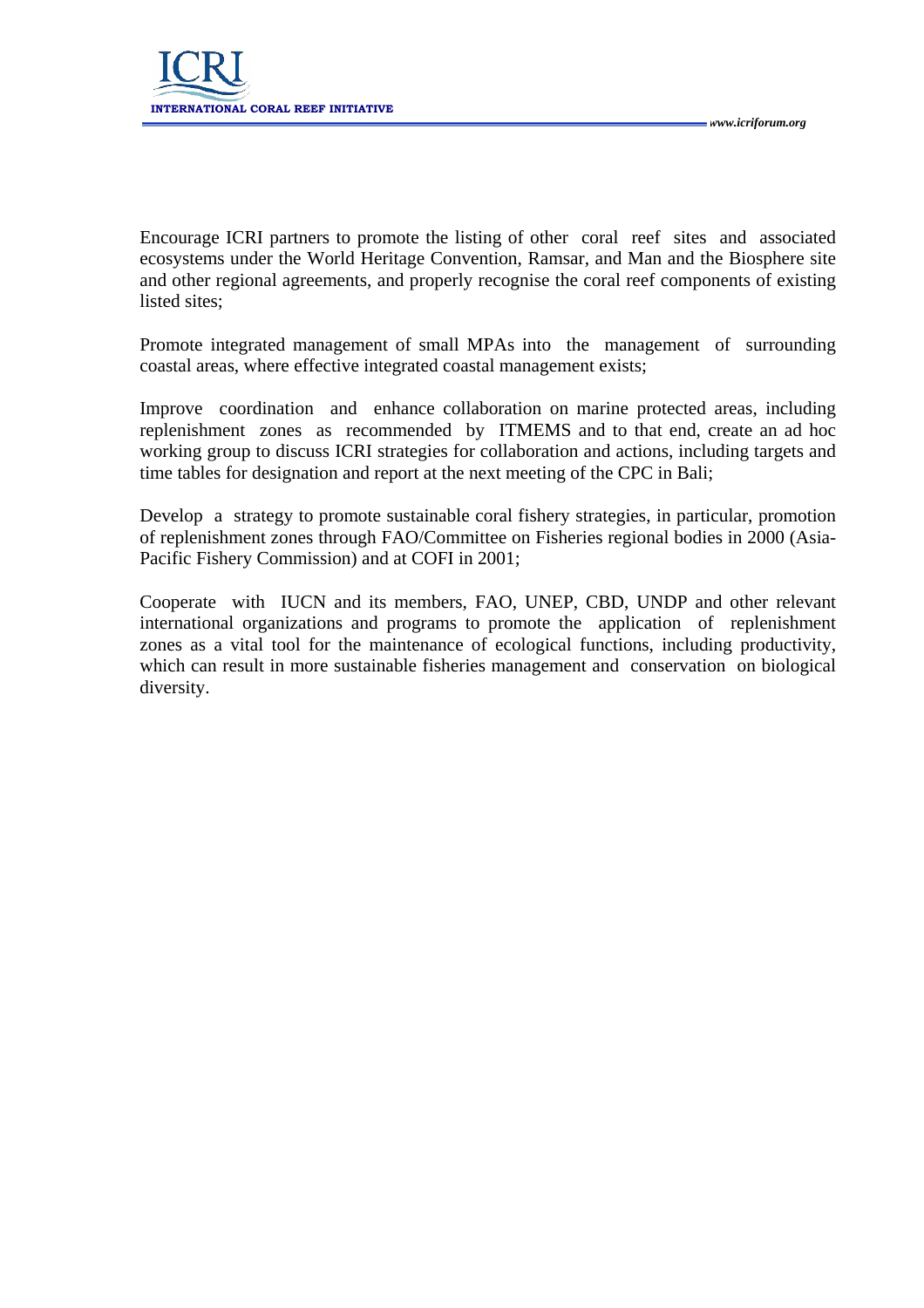Encourage ICRI partners to promote the listing of other coral reef sites and associated ecosystems under the World Heritage Convention, Ramsar, and Man and the Biosphere site and other regional agreements, and properly recognise the coral reef components of existing listed sites;

Promote integrated management of small MPAs into the management of surrounding coastal areas, where effective integrated coastal management exists;

Improve coordination and enhance collaboration on marine protected areas, including replenishment zones as recommended by ITMEMS and to that end, create an ad hoc working group to discuss ICRI strategies for collaboration and actions, including targets and time tables for designation and report at the next meeting of the CPC in Bali;

Develop a strategy to promote sustainable coral fishery strategies, in particular, promotion of replenishment zones through FAO/Committee on Fisheries regional bodies in 2000 (Asia-Pacific Fishery Commission) and at COFI in 2001;

Cooperate with IUCN and its members, FAO, UNEP, CBD, UNDP and other relevant international organizations and programs to promote the application of replenishment zones as a vital tool for the maintenance of ecological functions, including productivity, which can result in more sustainable fisheries management and conservation on biological diversity.